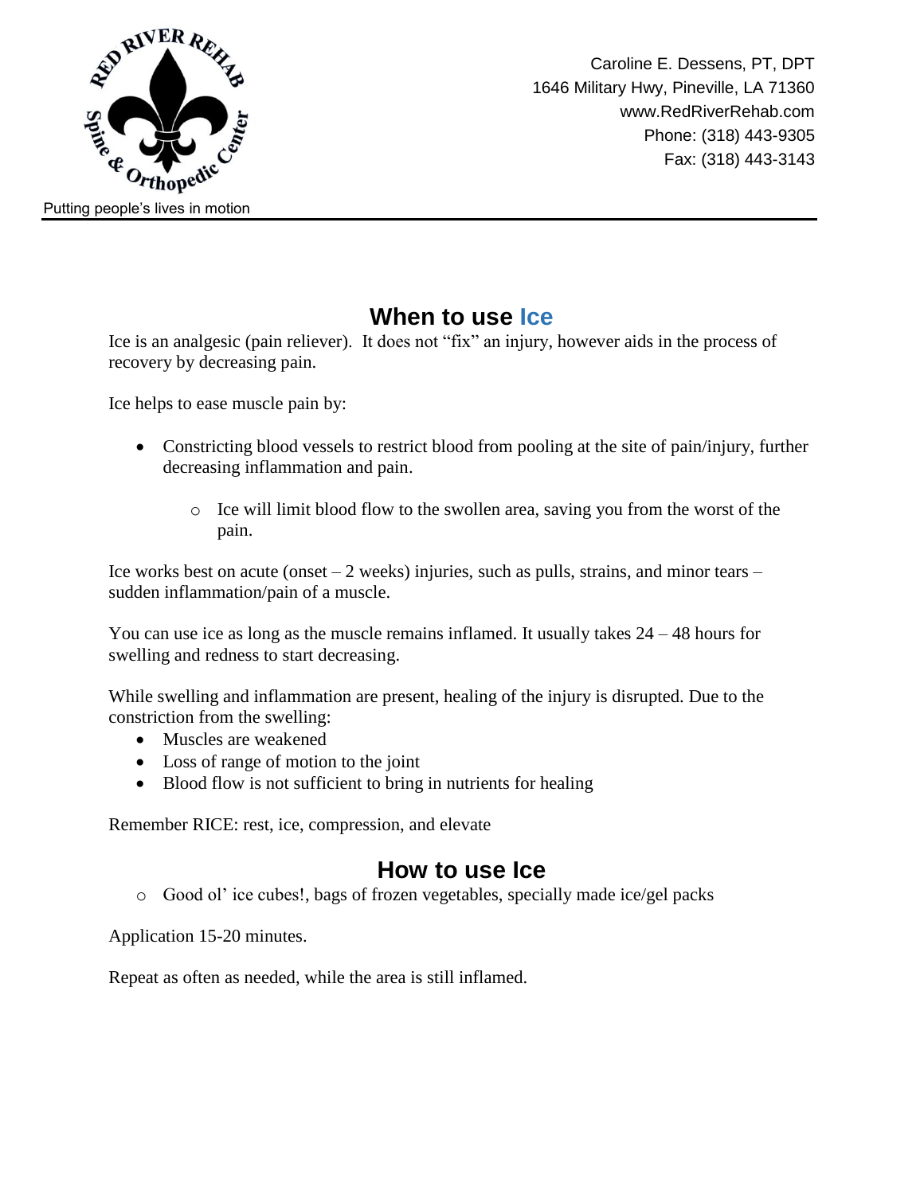Caroline E. Dessens, PT, DPT
1646 Military Hwy, Pineville, LA 71360
www.RedRiverRehab.com
Phone: (318) 443-9305
Fax: (318) 443-3143

Putting people's lives in motion

## When to use Ice

Ice is an analgesic (pain reliever). It does not "fix" an injury, however aids in the process of recovery by decreasing pain.

Ice helps to ease muscle pain by:

- Constricting blood vessels to restrict blood from pooling at the site of pain/injury, further decreasing inflammation and pain.
  - Ice will limit blood flow to the swollen area, saving you from the worst of the pain.

Ice works best on acute (onset – 2 weeks) injuries, such as pulls, strains, and minor tears – sudden inflammation/pain of a muscle.

You can use ice as long as the muscle remains inflamed. It usually takes 24 – 48 hours for swelling and redness to start decreasing.

While swelling and inflammation are present, healing of the injury is disrupted. Due to the constriction from the swelling:

- Muscles are weakened
- Loss of range of motion to the joint
- Blood flow is not sufficient to bring in nutrients for healing

Remember RICE: rest, ice, compression, and elevate

## How to use Ice

- Good ol' ice cubes!, bags of frozen vegetables, specially made ice/gel packs

Application 15-20 minutes.

Repeat as often as needed, while the area is still inflamed.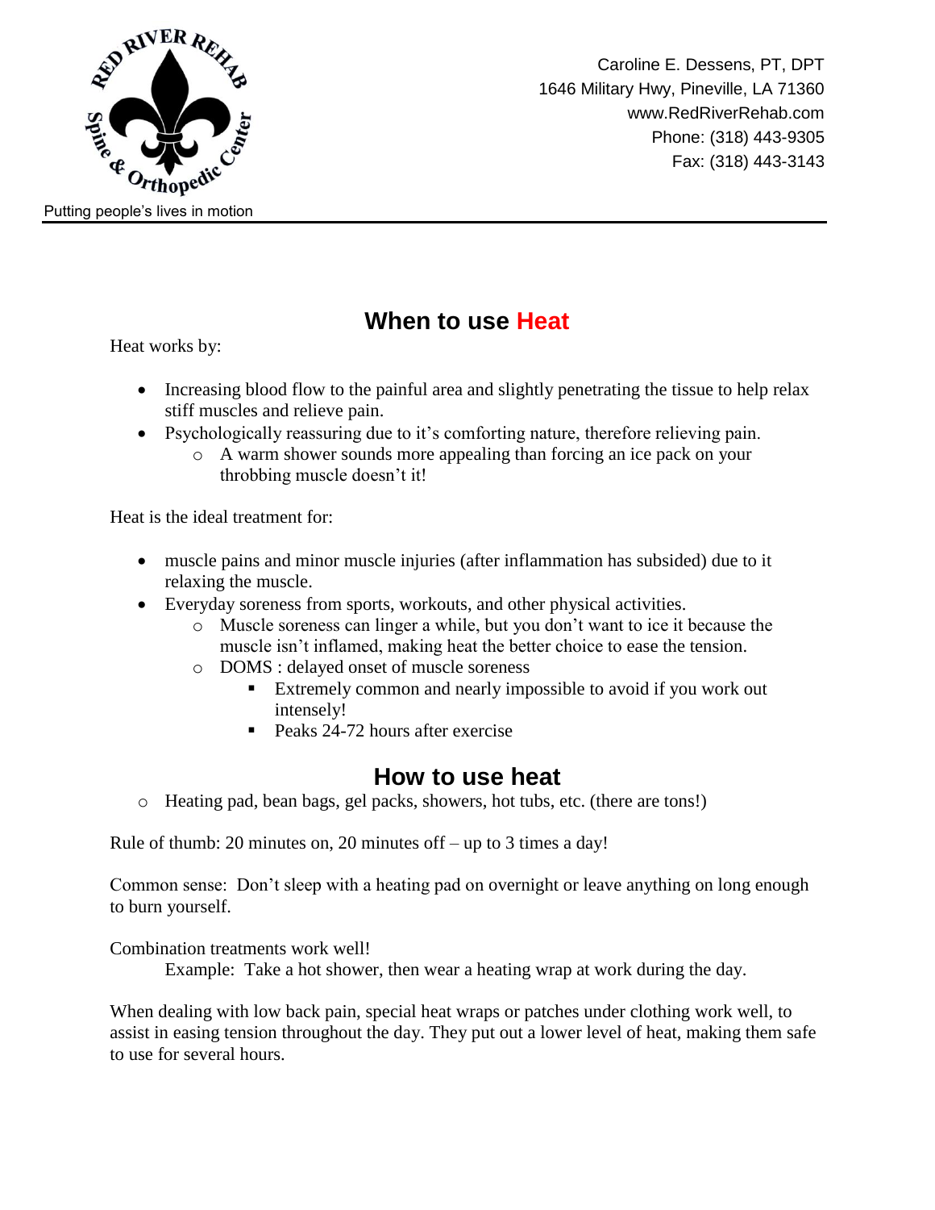Putting people's lives in motion

Caroline E. Dessens, PT, DPT
1646 Military Hwy, Pineville, LA 71360
www.RedRiverRehab.com
Phone: (318) 443-9305
Fax: (318) 443-3143

## When to use Heat

Heat works by:

- Increasing blood flow to the painful area and slightly penetrating the tissue to help relax stiff muscles and relieve pain.
- Psychologically reassuring due to it's comforting nature, therefore relieving pain.
  - A warm shower sounds more appealing than forcing an ice pack on your throbbing muscle doesn't it!

Heat is the ideal treatment for:

- muscle pains and minor muscle injuries (after inflammation has subsided) due to it relaxing the muscle.
- Everyday soreness from sports, workouts, and other physical activities.
  - Muscle soreness can linger a while, but you don't want to ice it because the muscle isn't inflamed, making heat the better choice to ease the tension.
  - DOMS : delayed onset of muscle soreness
    - Extremely common and nearly impossible to avoid if you work out intensely!
    - Peaks 24-72 hours after exercise

## How to use heat

- Heating pad, bean bags, gel packs, showers, hot tubs, etc. (there are tons!)

Rule of thumb: 20 minutes on, 20 minutes off – up to 3 times a day!

Common sense: Don't sleep with a heating pad on overnight or leave anything on long enough to burn yourself.

Combination treatments work well!

Example: Take a hot shower, then wear a heating wrap at work during the day.

When dealing with low back pain, special heat wraps or patches under clothing work well, to assist in easing tension throughout the day. They put out a lower level of heat, making them safe to use for several hours.